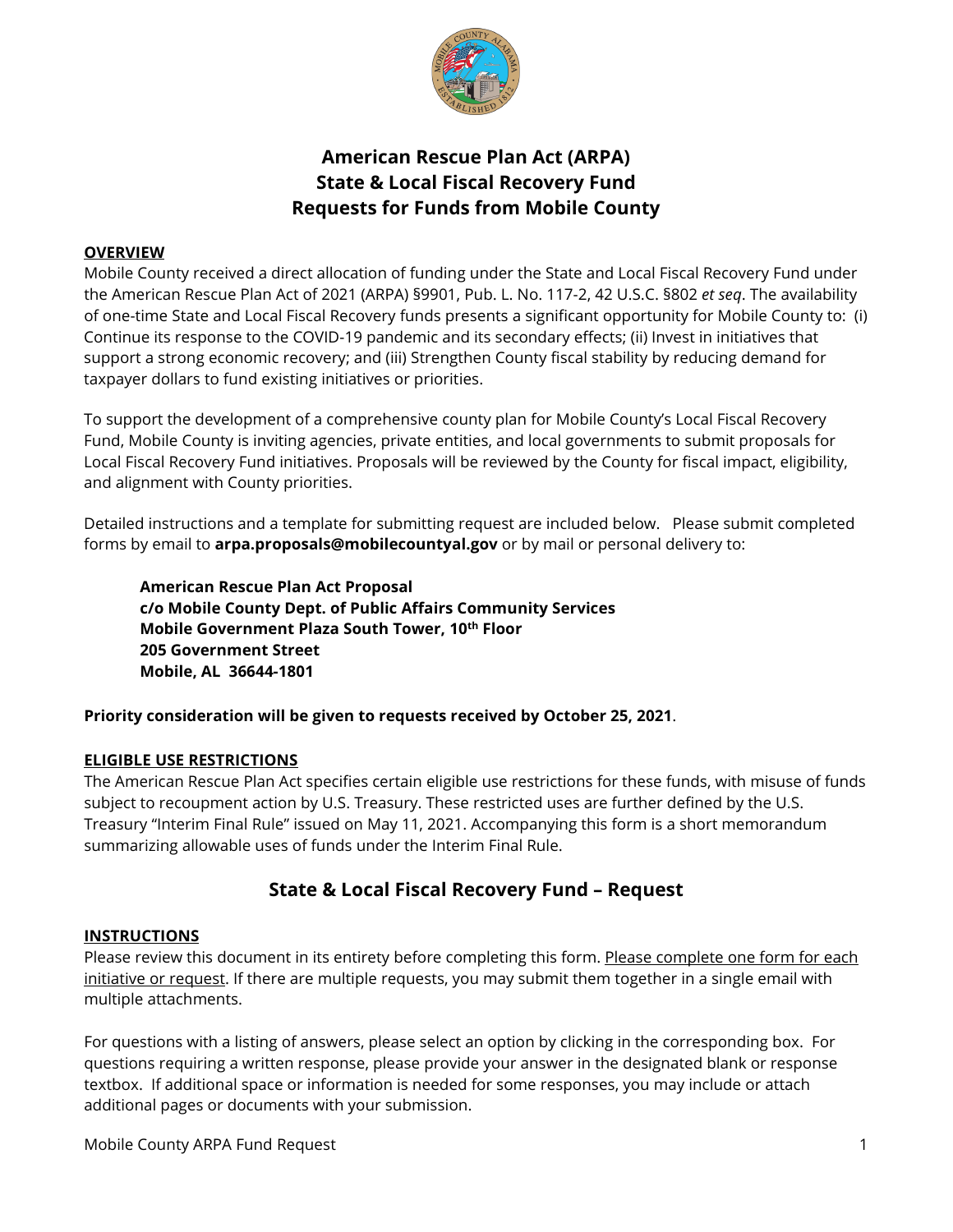# American Rescue Plan Act (ARPA)
# State & Local Fiscal Recovery Fund
# Requests for Funds from Mobile County

**OVERVIEW**

Mobile County received a direct allocation of funding under the State and Local Fiscal Recovery Fund under the American Rescue Plan Act of 2021 (ARPA) §9901, Pub. L. No. 117-2, 42 U.S.C. §802 *et seq*. The availability of one-time State and Local Fiscal Recovery funds presents a significant opportunity for Mobile County to: (i) Continue its response to the COVID-19 pandemic and its secondary effects; (ii) Invest in initiatives that support a strong economic recovery; and (iii) Strengthen County fiscal stability by reducing demand for taxpayer dollars to fund existing initiatives or priorities.

To support the development of a comprehensive county plan for Mobile County's Local Fiscal Recovery Fund, Mobile County is inviting agencies, private entities, and local governments to submit proposals for Local Fiscal Recovery Fund initiatives. Proposals will be reviewed by the County for fiscal impact, eligibility, and alignment with County priorities.

Detailed instructions and a template for submitting request are included below. Please submit completed forms by email to **arpa.proposals@mobilecountyal.gov** or by mail or personal delivery to:

> **American Rescue Plan Act Proposal**
> **c/o Mobile County Dept. of Public Affairs Community Services**
> **Mobile Government Plaza South Tower, 10th Floor**
> **205 Government Street**
> **Mobile, AL 36644-1801**

**Priority consideration will be given to requests received by October 25, 2021**.

**ELIGIBLE USE RESTRICTIONS**

The American Rescue Plan Act specifies certain eligible use restrictions for these funds, with misuse of funds subject to recoupment action by U.S. Treasury. These restricted uses are further defined by the U.S. Treasury "Interim Final Rule" issued on May 11, 2021. Accompanying this form is a short memorandum summarizing allowable uses of funds under the Interim Final Rule.

## State & Local Fiscal Recovery Fund – Request

**INSTRUCTIONS**

Please review this document in its entirety before completing this form. Please complete one form for each initiative or request. If there are multiple requests, you may submit them together in a single email with multiple attachments.

For questions with a listing of answers, please select an option by clicking in the corresponding box. For questions requiring a written response, please provide your answer in the designated blank or response textbox. If additional space or information is needed for some responses, you may include or attach additional pages or documents with your submission.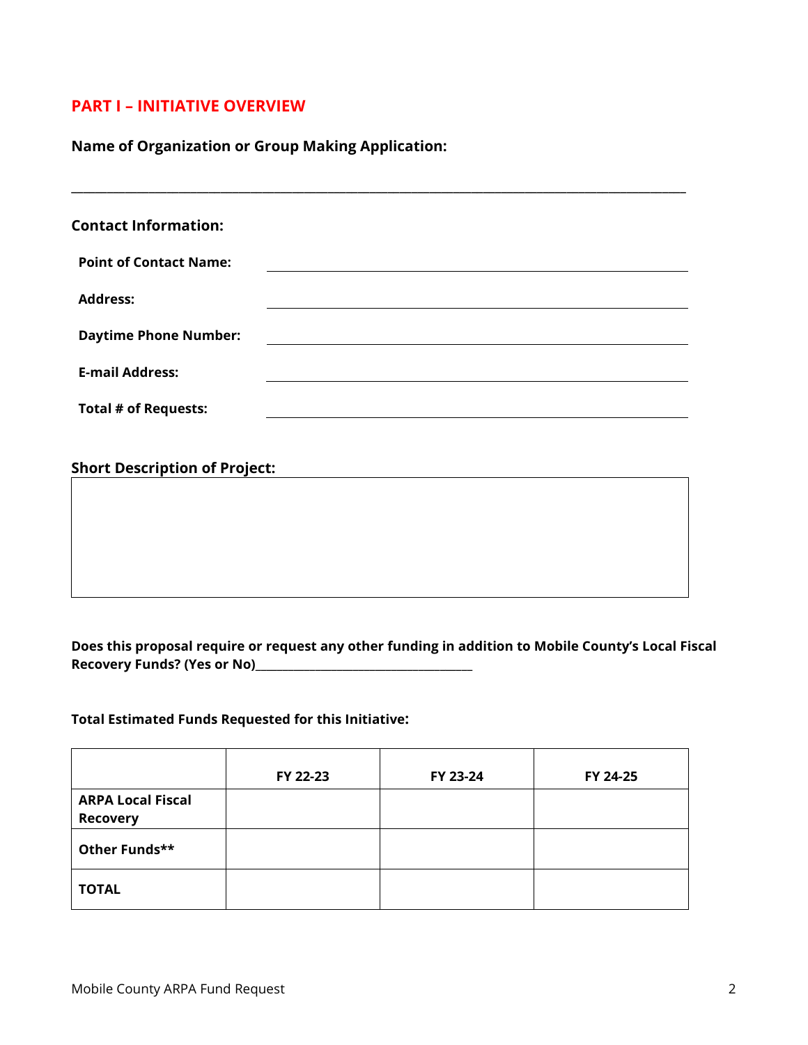## PART I – INITIATIVE OVERVIEW

**Name of Organization or Group Making Application:**

______________________________________________________________________________

**Contact Information:**

| | |
|---|---|
| **Point of Contact Name:** | |
| **Address:** | |
| **Daytime Phone Number:** | |
| **E-mail Address:** | |
| **Total # of Requests:** | |

**Short Description of Project:**

| |
|---|
| |

**Does this proposal require or request any other funding in addition to Mobile County's Local Fiscal Recovery Funds? (Yes or No)**______________________________

**Total Estimated Funds Requested for this Initiative:**

| | FY 22-23 | FY 23-24 | FY 24-25 |
|---|---|---|---|
| **ARPA Local Fiscal Recovery** | | | |
| **Other Funds**** | | | |
| **TOTAL** | | | |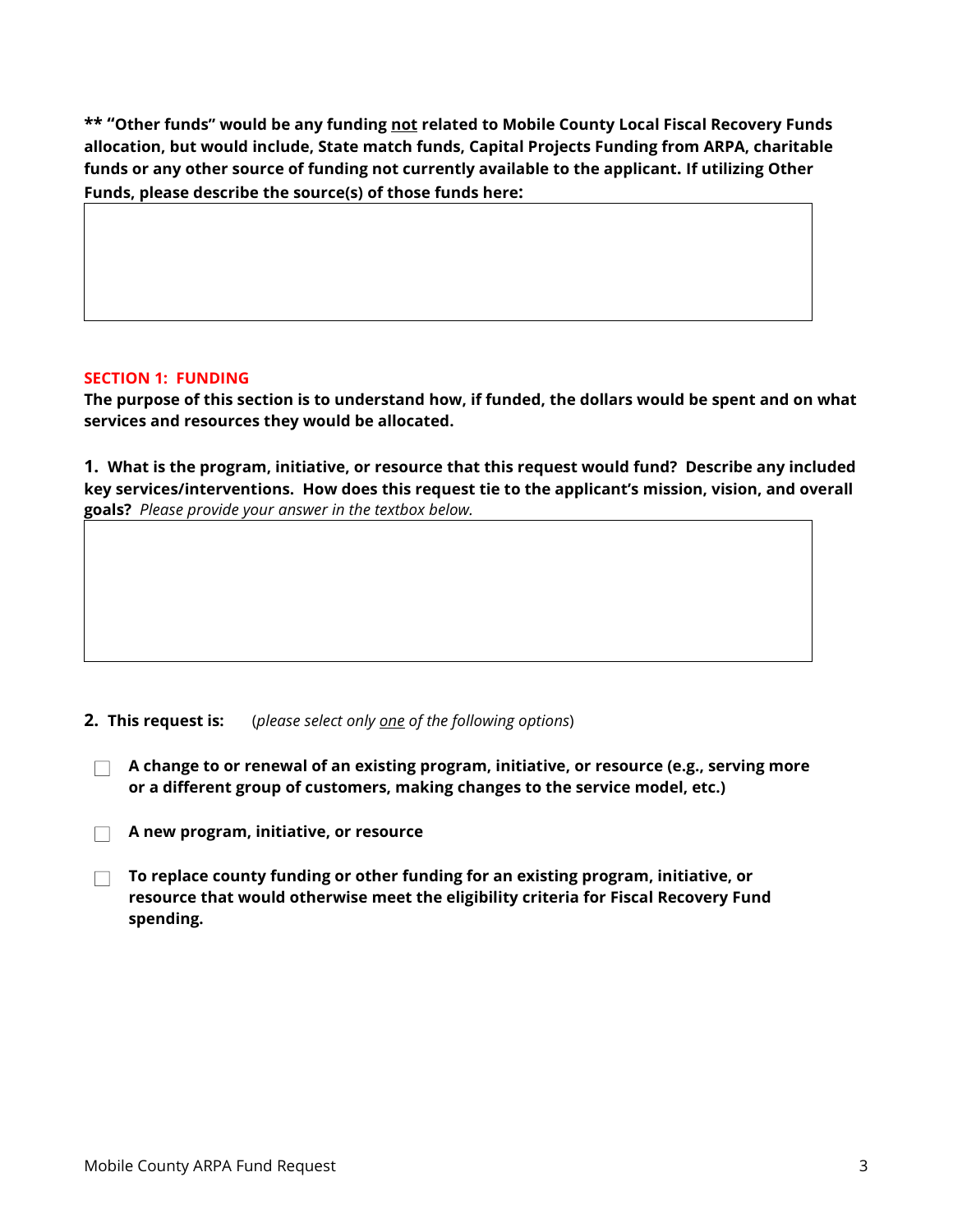**\*\* "Other funds" would be any funding <u>not</u> related to Mobile County Local Fiscal Recovery Funds allocation, but would include, State match funds, Capital Projects Funding from ARPA, charitable funds or any other source of funding not currently available to the applicant. If utilizing Other Funds, please describe the source(s) of those funds here:**

| |
|---|
| |

## SECTION 1: FUNDING

**The purpose of this section is to understand how, if funded, the dollars would be spent and on what services and resources they would be allocated.**

**1. What is the program, initiative, or resource that this request would fund? Describe any included key services/interventions. How does this request tie to the applicant's mission, vision, and overall goals?** *Please provide your answer in the textbox below.*

| |
|---|
| |

**2. This request is:** (*please select only <u>one</u> of the following options*)

- ☐ **A change to or renewal of an existing program, initiative, or resource (e.g., serving more or a different group of customers, making changes to the service model, etc.)**
- ☐ **A new program, initiative, or resource**
- ☐ **To replace county funding or other funding for an existing program, initiative, or resource that would otherwise meet the eligibility criteria for Fiscal Recovery Fund spending.**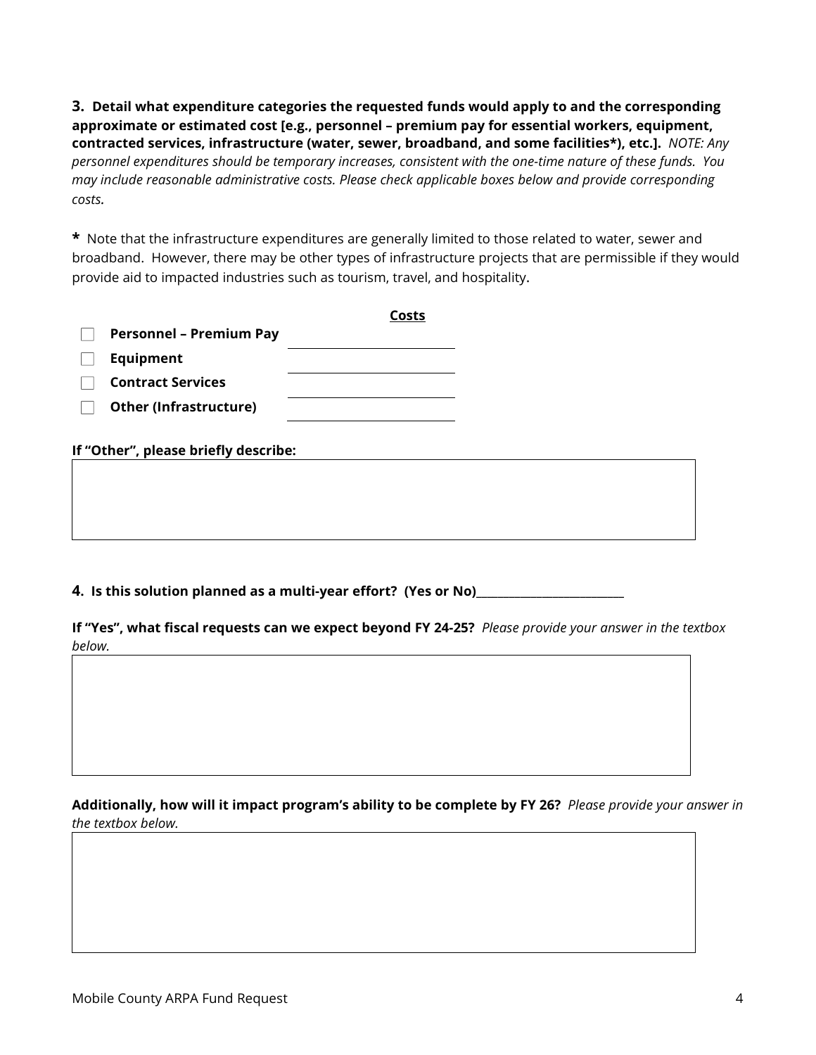**3. Detail what expenditure categories the requested funds would apply to and the corresponding approximate or estimated cost [e.g., personnel – premium pay for essential workers, equipment, contracted services, infrastructure (water, sewer, broadband, and some facilities*), etc.].** *NOTE: Any personnel expenditures should be temporary increases, consistent with the one-time nature of these funds. You may include reasonable administrative costs. Please check applicable boxes below and provide corresponding costs.*

**\*** Note that the infrastructure expenditures are generally limited to those related to water, sewer and broadband. However, there may be other types of infrastructure projects that are permissible if they would provide aid to impacted industries such as tourism, travel, and hospitality.

| | **Costs** |
|---|---|
| ☐ **Personnel – Premium Pay** | ______________ |
| ☐ **Equipment** | ______________ |
| ☐ **Contract Services** | ______________ |
| ☐ **Other (Infrastructure)** | ______________ |

**If "Other", please briefly describe:**

| |
|---|
| |

**4. Is this solution planned as a multi-year effort? (Yes or No)**______________________

**If "Yes", what fiscal requests can we expect beyond FY 24-25?** *Please provide your answer in the textbox below.*

| |
|---|
| |

**Additionally, how will it impact program's ability to be complete by FY 26?** *Please provide your answer in the textbox below.*

| |
|---|
| |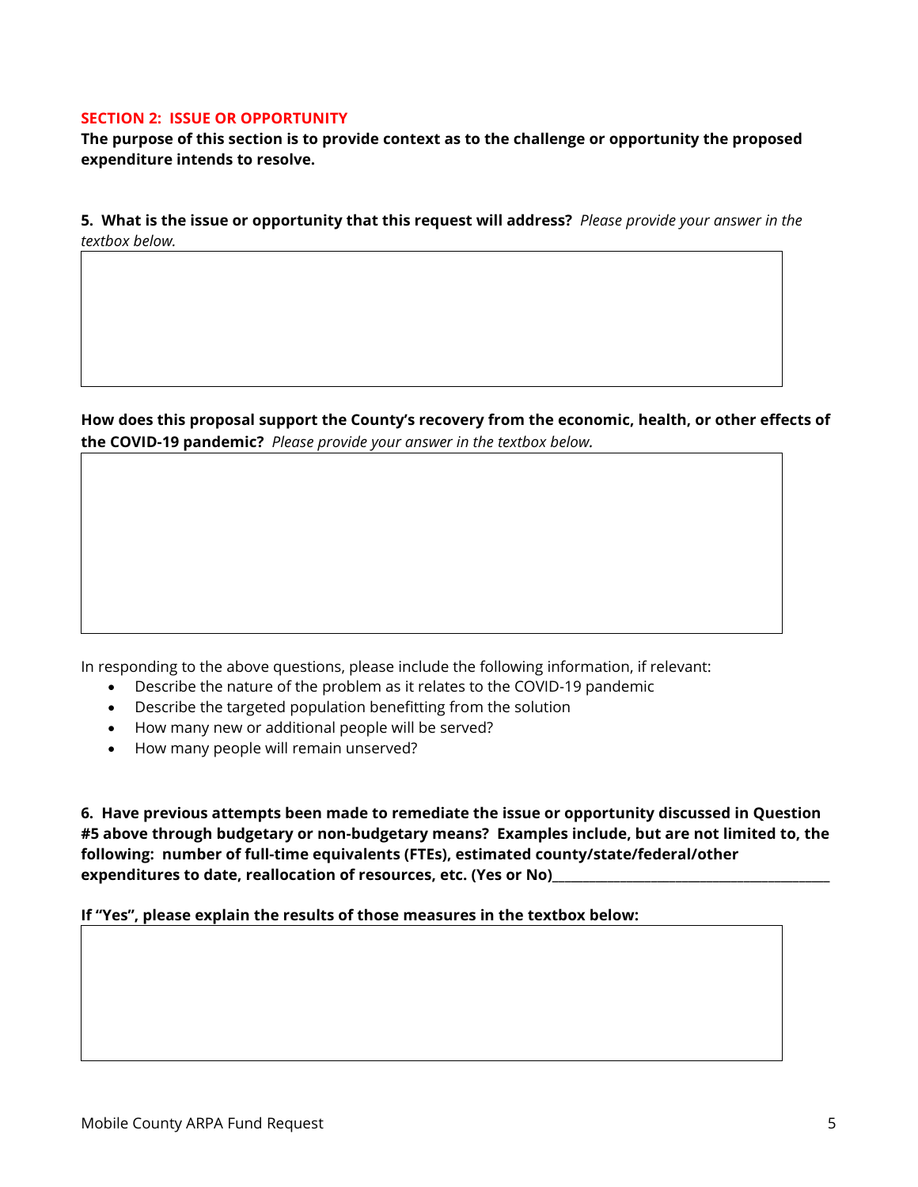## SECTION 2: ISSUE OR OPPORTUNITY

**The purpose of this section is to provide context as to the challenge or opportunity the proposed expenditure intends to resolve.**

**5. What is the issue or opportunity that this request will address?** *Please provide your answer in the textbox below.*

**How does this proposal support the County's recovery from the economic, health, or other effects of the COVID-19 pandemic?** *Please provide your answer in the textbox below.*

In responding to the above questions, please include the following information, if relevant:

- Describe the nature of the problem as it relates to the COVID-19 pandemic
- Describe the targeted population benefitting from the solution
- How many new or additional people will be served?
- How many people will remain unserved?

**6. Have previous attempts been made to remediate the issue or opportunity discussed in Question #5 above through budgetary or non-budgetary means? Examples include, but are not limited to, the following: number of full-time equivalents (FTEs), estimated county/state/federal/other expenditures to date, reallocation of resources, etc. (Yes or No)**________________________________________

**If "Yes", please explain the results of those measures in the textbox below:**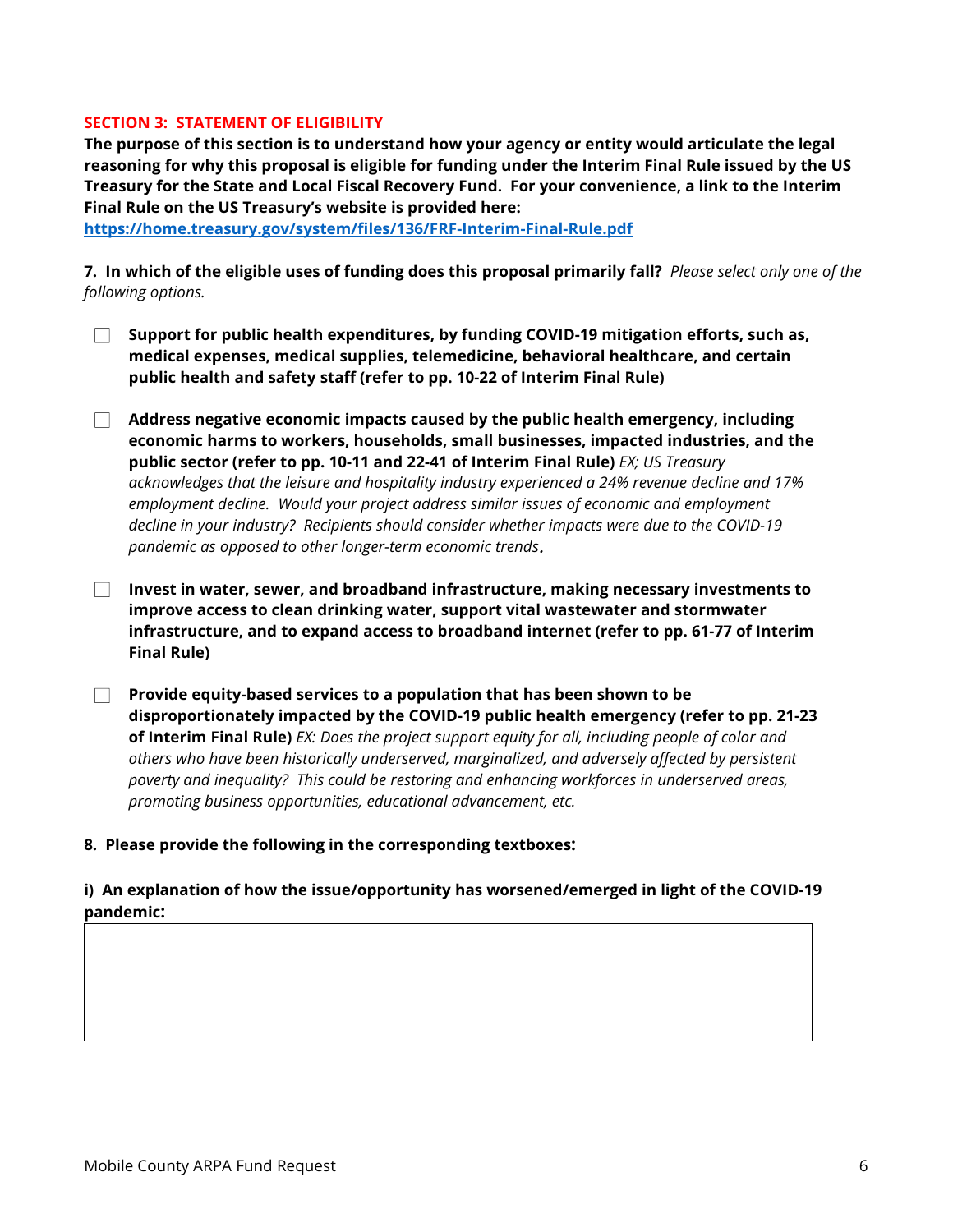## SECTION 3: STATEMENT OF ELIGIBILITY

**The purpose of this section is to understand how your agency or entity would articulate the legal reasoning for why this proposal is eligible for funding under the Interim Final Rule issued by the US Treasury for the State and Local Fiscal Recovery Fund. For your convenience, a link to the Interim Final Rule on the US Treasury's website is provided here:** **https://home.treasury.gov/system/files/136/FRF-Interim-Final-Rule.pdf**

**7. In which of the eligible uses of funding does this proposal primarily fall?** *Please select only one of the following options.*

- ☐ **Support for public health expenditures, by funding COVID-19 mitigation efforts, such as, medical expenses, medical supplies, telemedicine, behavioral healthcare, and certain public health and safety staff (refer to pp. 10-22 of Interim Final Rule)**

- ☐ **Address negative economic impacts caused by the public health emergency, including economic harms to workers, households, small businesses, impacted industries, and the public sector (refer to pp. 10-11 and 22-41 of Interim Final Rule)** *EX; US Treasury acknowledges that the leisure and hospitality industry experienced a 24% revenue decline and 17% employment decline. Would your project address similar issues of economic and employment decline in your industry? Recipients should consider whether impacts were due to the COVID-19 pandemic as opposed to other longer-term economic trends.*

- ☐ **Invest in water, sewer, and broadband infrastructure, making necessary investments to improve access to clean drinking water, support vital wastewater and stormwater infrastructure, and to expand access to broadband internet (refer to pp. 61-77 of Interim Final Rule)**

- ☐ **Provide equity-based services to a population that has been shown to be disproportionately impacted by the COVID-19 public health emergency (refer to pp. 21-23 of Interim Final Rule)** *EX: Does the project support equity for all, including people of color and others who have been historically underserved, marginalized, and adversely affected by persistent poverty and inequality? This could be restoring and enhancing workforces in underserved areas, promoting business opportunities, educational advancement, etc.*

**8. Please provide the following in the corresponding textboxes:**

**i) An explanation of how the issue/opportunity has worsened/emerged in light of the COVID-19 pandemic:**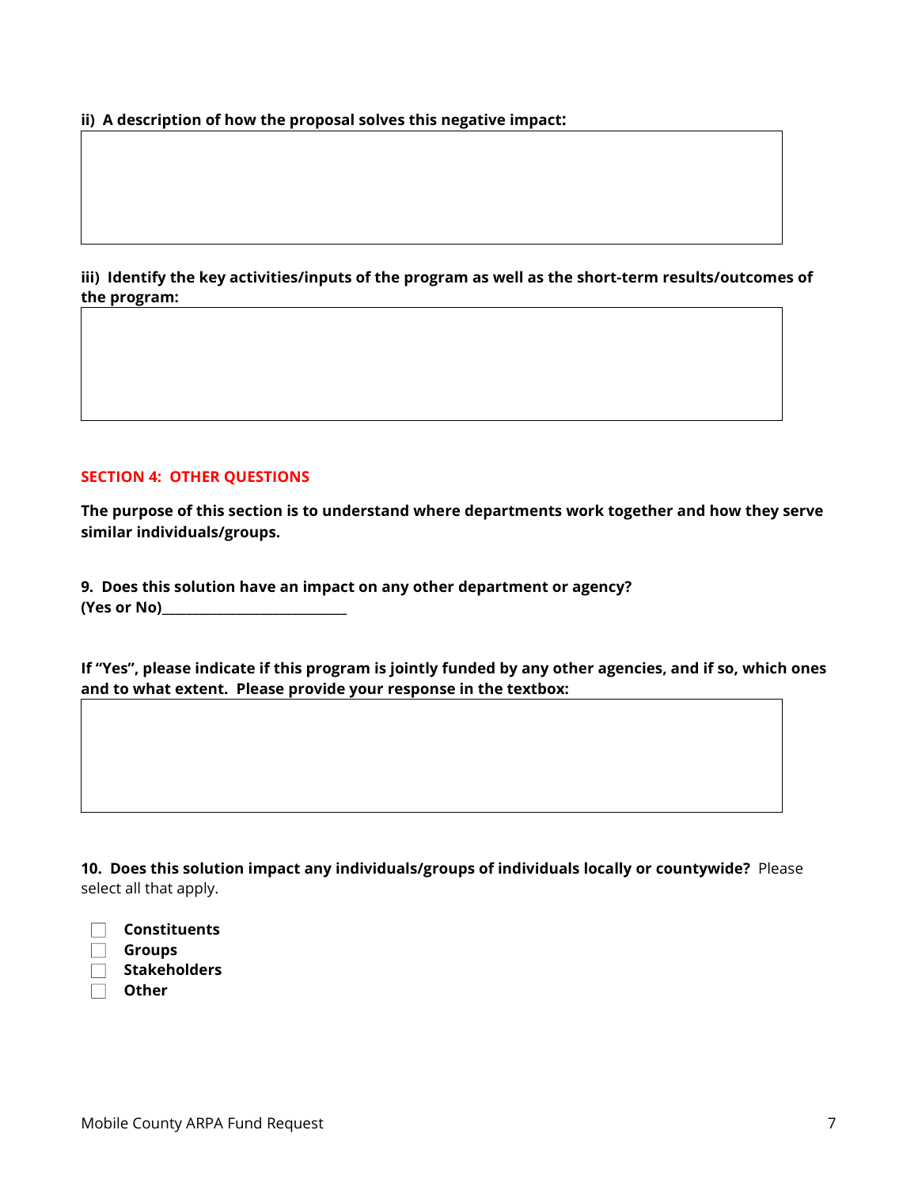**ii) A description of how the proposal solves this negative impact:**

**iii) Identify the key activities/inputs of the program as well as the short-term results/outcomes of the program:**

## SECTION 4: OTHER QUESTIONS

**The purpose of this section is to understand where departments work together and how they serve similar individuals/groups.**

**9. Does this solution have an impact on any other department or agency? (Yes or No)\_\_\_\_\_\_\_\_\_\_\_\_\_\_\_\_\_\_\_\_\_\_\_\_\_\_\_\_**

**If "Yes", please indicate if this program is jointly funded by any other agencies, and if so, which ones and to what extent. Please provide your response in the textbox:**

**10. Does this solution impact any individuals/groups of individuals locally or countywide?** Please select all that apply.

- ☐ **Constituents**
- ☐ **Groups**
- ☐ **Stakeholders**
- ☐ **Other**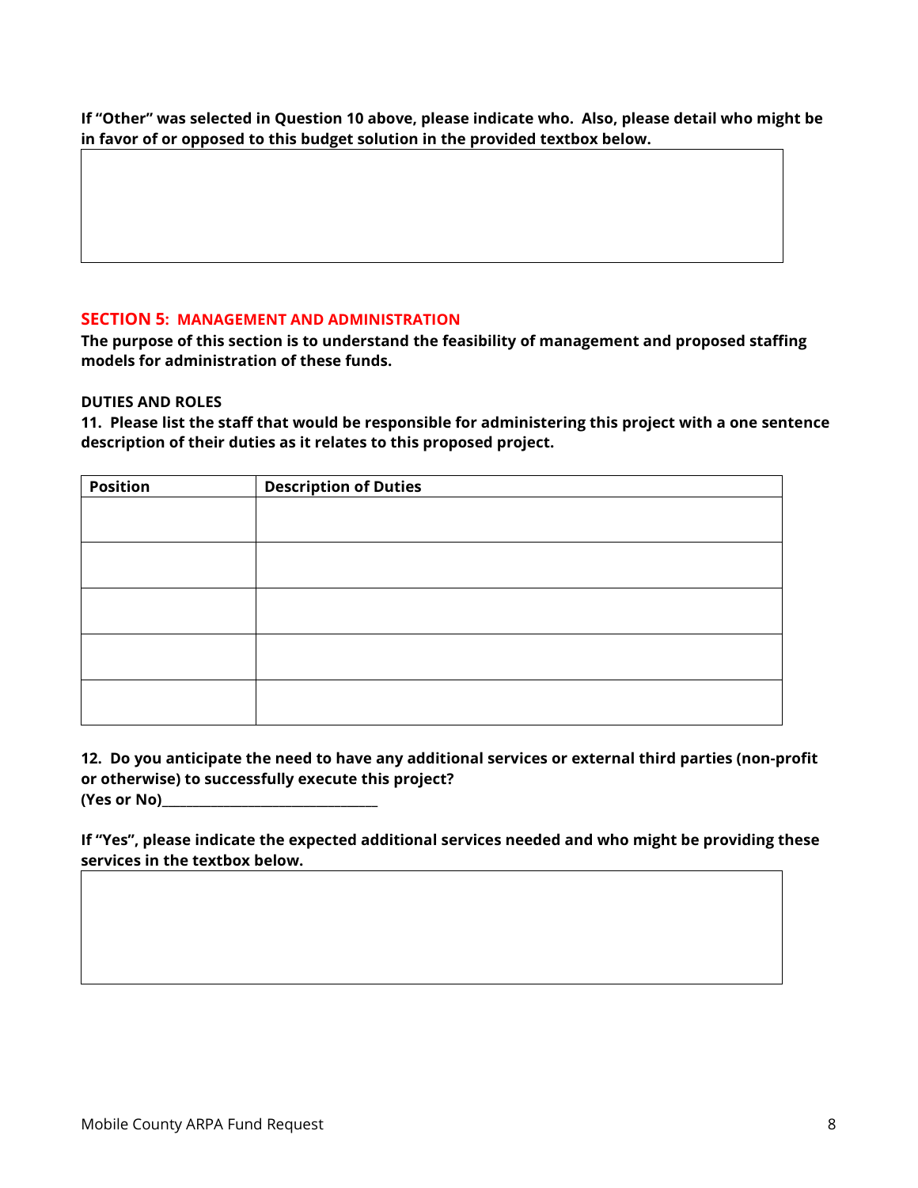**If "Other" was selected in Question 10 above, please indicate who. Also, please detail who might be in favor of or opposed to this budget solution in the provided textbox below.**

## SECTION 5: MANAGEMENT AND ADMINISTRATION

**The purpose of this section is to understand the feasibility of management and proposed staffing models for administration of these funds.**

**DUTIES AND ROLES**

**11. Please list the staff that would be responsible for administering this project with a one sentence description of their duties as it relates to this proposed project.**

| Position | Description of Duties |
| --- | --- |
| | |
| | |
| | |
| | |
| | |

**12. Do you anticipate the need to have any additional services or external third parties (non-profit or otherwise) to successfully execute this project?**
**(Yes or No)_______________________________**

**If "Yes", please indicate the expected additional services needed and who might be providing these services in the textbox below.**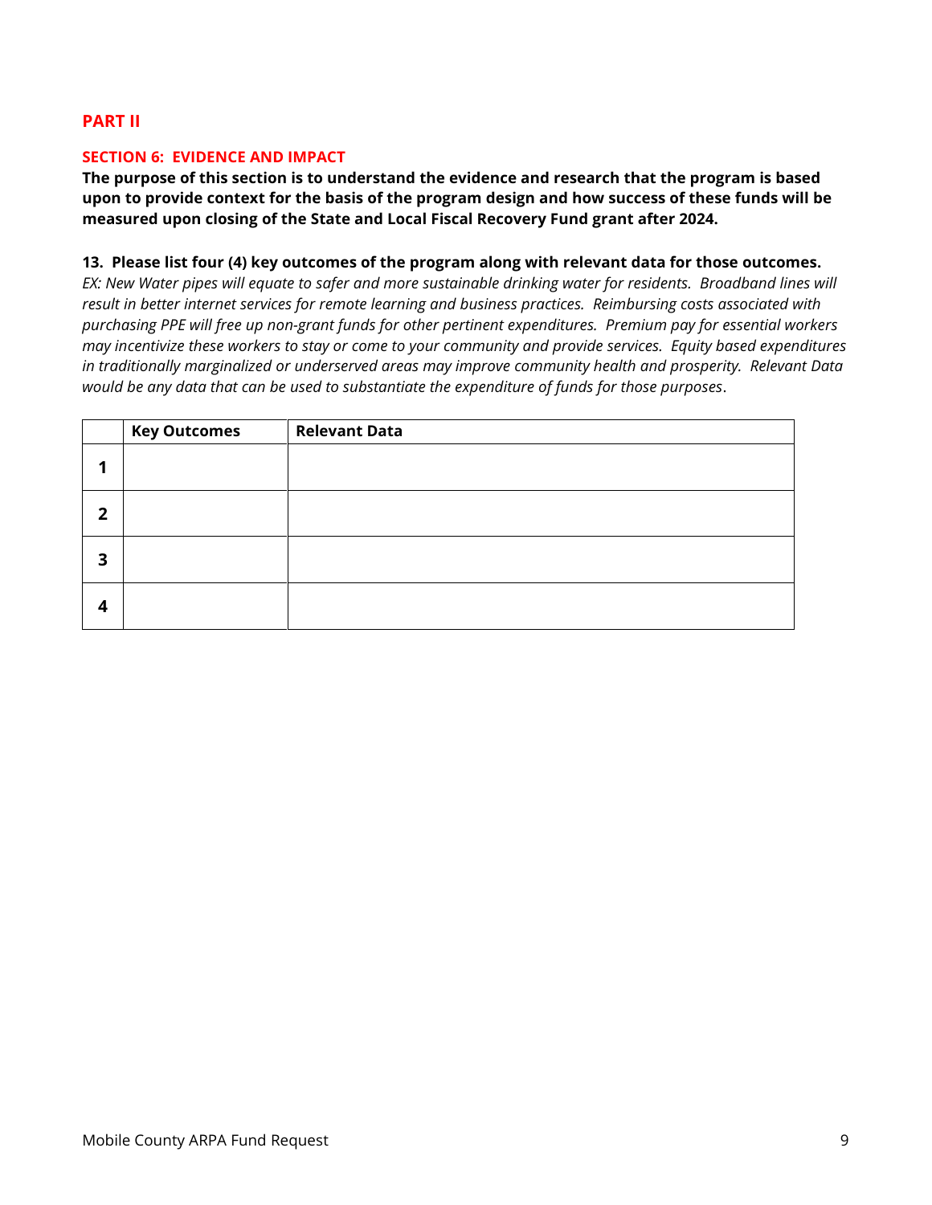## PART II

### SECTION 6: EVIDENCE AND IMPACT

**The purpose of this section is to understand the evidence and research that the program is based upon to provide context for the basis of the program design and how success of these funds will be measured upon closing of the State and Local Fiscal Recovery Fund grant after 2024.**

**13. Please list four (4) key outcomes of the program along with relevant data for those outcomes.**

*EX: New Water pipes will equate to safer and more sustainable drinking water for residents. Broadband lines will result in better internet services for remote learning and business practices. Reimbursing costs associated with purchasing PPE will free up non-grant funds for other pertinent expenditures. Premium pay for essential workers may incentivize these workers to stay or come to your community and provide services. Equity based expenditures in traditionally marginalized or underserved areas may improve community health and prosperity. Relevant Data would be any data that can be used to substantiate the expenditure of funds for those purposes*.

| | Key Outcomes | Relevant Data |
|---|---|---|
| **1** | | |
| **2** | | |
| **3** | | |
| **4** | | |